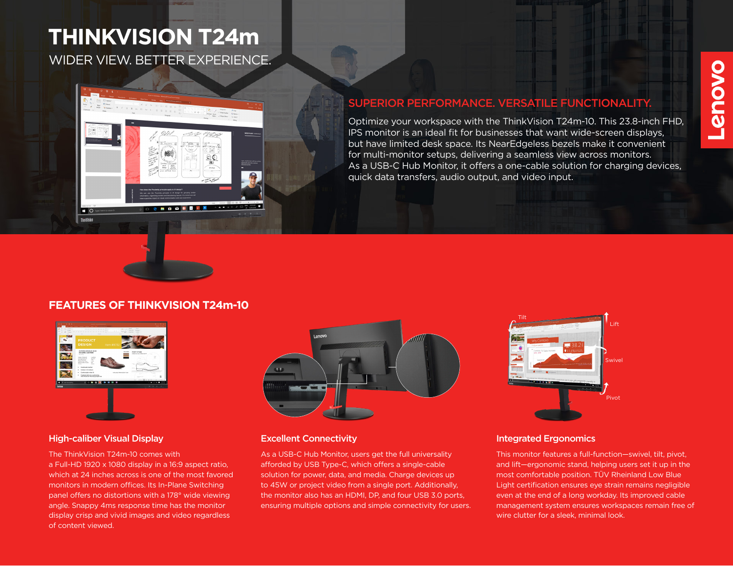# THINKVISION T24m

WIDER VIEW. BETTER EXPERIENCE.

## SUPERIOR PERFORMANCE. VERSATILE FUNCTIONALITY.

Optimize your workspace with the ThinkVision T24m-10. This 23.8-inch FHD, IPS monitor is an ideal fit for businesses that want wide-screen displays, but have limited desk space. Its NearEdgeless bezels make it convenient for multi-monitor setups, delivering a seamless view across monitors. As a USB-C Hub Monitor, it offers a one-cable solution for charging devices, quick data transfers, audio output, and video input.

## FEATURES OF THINKVISION T24m-10

### High-caliber Visual Display

The ThinkVision T24m-10 comes with a Full-HD 1920 x 1080 display in a 16:9 aspect ratio, which at 24 inches across is one of the most favored monitors in modern offices. Its In-Plane Switching panel offers no distortions with a 178° wide viewing angle. Snappy 4ms response time has the monitor display crisp and vivid images and video regardless of content viewed.

### Excellent Connectivity

As a USB-C Hub Monitor, users get the full universality afforded by USB Type-C, which offers a single-cable solution for power, data, and media. Charge devices up to 45W or project video from a single port. Additionally, the monitor also has an HDMI, DP, and four USB 3.0 ports, ensuring multiple options and simple connectivity for users.

### Integrated Ergonomics

Tilt

Lift

Swivel

Pivot

This monitor features a full-function—swivel, tilt, pivot, and lift—ergonomic stand, helping users set it up in the most comfortable position. TÜV Rheinland Low Blue Light certification ensures eye strain remains negligible even at the end of a long workday. Its improved cable management system ensures workspaces remain free of wire clutter for a sleek, minimal look.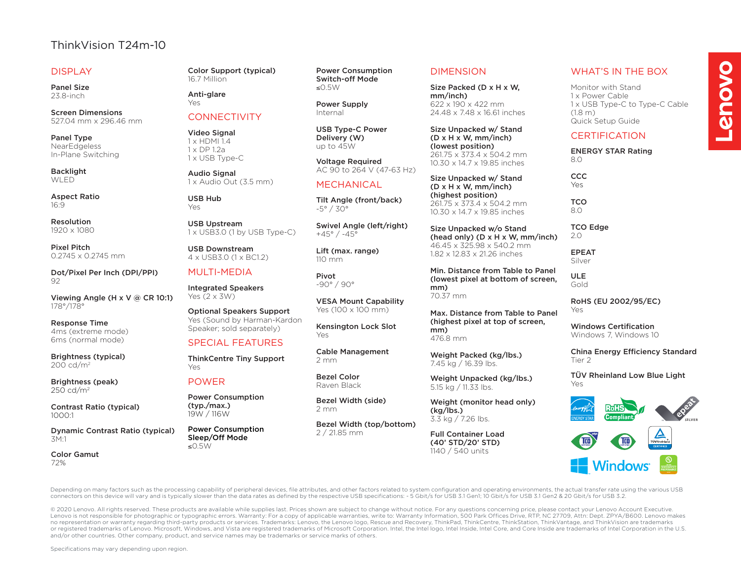# ThinkVision T24m-10

## DISPLAY

**Panel Size**
23.8-inch

**Screen Dimensions**
527.04 mm x 296.46 mm

**Panel Type**
NearEdgeless
In-Plane Switching

**Backlight**
WLED

**Aspect Ratio**
16:9

**Resolution**
1920 x 1080

**Pixel Pitch**
0.2745 x 0.2745 mm

**Dot/Pixel Per Inch (DPI/PPI)**
92

**Viewing Angle (H x V @ CR 10:1)**
178°/178°

**Response Time**
4ms (extreme mode)
6ms (normal mode)

**Brightness (typical)**
200 cd/m²

**Brightness (peak)**
250 cd/m²

**Contrast Ratio (typical)**
1000:1

**Dynamic Contrast Ratio (typical)**
3M:1

**Color Gamut**
72%

**Color Support (typical)**
16.7 Million

**Anti-glare**
Yes

## CONNECTIVITY

**Video Signal**
1 x HDMI 1.4
1 x DP 1.2a
1 x USB Type-C

**Audio Signal**
1 x Audio Out (3.5 mm)

**USB Hub**
Yes

**USB Upstream**
1 x USB3.0 (1 by USB Type-C)

**USB Downstream**
4 x USB3.0 (1 x BC1.2)

## MULTI-MEDIA

**Integrated Speakers**
Yes (2 x 3W)

**Optional Speakers Support**
Yes (Sound by Harman-Kardon Speaker; sold separately)

## SPECIAL FEATURES

**ThinkCentre Tiny Support**
Yes

## POWER

**Power Consumption (typ./max.)**
19W / 116W

**Power Consumption Sleep/Off Mode**
≤0.5W

**Power Consumption Switch-off Mode**
≤0.5W

**Power Supply**
Internal

**USB Type-C Power Delivery (W)**
up to 45W

**Voltage Required**
AC 90 to 264 V (47-63 Hz)

## MECHANICAL

**Tilt Angle (front/back)**
-5° / 30°

**Swivel Angle (left/right)**
+45° / -45°

**Lift (max. range)**
110 mm

**Pivot**
-90° / 90°

**VESA Mount Capability**
Yes (100 x 100 mm)

**Kensington Lock Slot**
Yes

**Cable Management**
2 mm

**Bezel Color**
Raven Black

**Bezel Width (side)**
2 mm

**Bezel Width (top/bottom)**
2 / 21.85 mm

## DIMENSION

**Size Packed (D x H x W, mm/inch)**
622 x 190 x 422 mm
24.48 x 7.48 x 16.61 inches

**Size Unpacked w/ Stand (D x H x W, mm/inch) (lowest position)**
261.75 x 373.4 x 504.2 mm
10.30 x 14.7 x 19.85 inches

**Size Unpacked w/ Stand (D x H x W, mm/inch) (highest position)**
261.75 x 373.4 x 504.2 mm
10.30 x 14.7 x 19.85 inches

**Size Unpacked w/o Stand (head only) (D x H x W, mm/inch)**
46.45 x 325.98 x 540.2 mm
1.82 x 12.83 x 21.26 inches

**Min. Distance from Table to Panel (lowest pixel at bottom of screen, mm)**
70.37 mm

**Max. Distance from Table to Panel (highest pixel at top of screen, mm)**
476.8 mm

**Weight Packed (kg/lbs.)**
7.45 kg / 16.39 lbs.

**Weight Unpacked (kg/lbs.)**
5.15 kg / 11.33 lbs.

**Weight (monitor head only) (kg/lbs.)**
3.3 kg / 7.26 lbs.

**Full Container Load (40' STD/20' STD)**
1140 / 540 units

## WHAT'S IN THE BOX

Monitor with Stand
1 x Power Cable
1 x USB Type-C to Type-C Cable (1.8 m)
Quick Setup Guide

## CERTIFICATION

**ENERGY STAR Rating**
8.0

**CCC**
Yes

**TCO**
8.0

**TCO Edge**
2.0

**EPEAT**
Silver

**ULE**
Gold

**RoHS (EU 2002/95/EC)**
Yes

**Windows Certification**
Windows 7, Windows 10

**China Energy Efficiency Standard**
Tier 2

**TÜV Rheinland Low Blue Light**
Yes

Depending on many factors such as the processing capability of peripheral devices, file attributes, and other factors related to system configuration and operating environments, the actual transfer rate using the various USB connectors on this device will vary and is typically slower than the data rates as defined by the respective USB specifications: - 5 Gbit/s for USB 3.1 Gen1; 10 Gbit/s for USB 3.1 Gen2 & 20 Gbit/s for USB 3.2.

© 2020 Lenovo. All rights reserved. These products are available while supplies last. Prices shown are subject to change without notice. For any questions concerning price, please contact your Lenovo Account Executive. Lenovo is not responsible for photographic or typographic errors. Warranty: For a copy of applicable warranties, write to: Warranty Information, 500 Park Offices Drive, RTP, NC 27709, Attn: Dept. ZPYA/B600. Lenovo makes no representation or warranty regarding third-party products or services. Trademarks: Lenovo, the Lenovo logo, Rescue and Recovery, ThinkPad, ThinkCentre, ThinkStation, ThinkVantage, and ThinkVision are trademarks or registered trademarks of Lenovo. Microsoft, Windows, and Vista are registered trademarks of Microsoft Corporation. Intel, the Intel logo, Intel Inside, Intel Core, and Core Inside are trademarks of Intel Corporation in the U.S. and/or other countries. Other company, product, and service names may be trademarks or service marks of others.

Specifications may vary depending upon region.